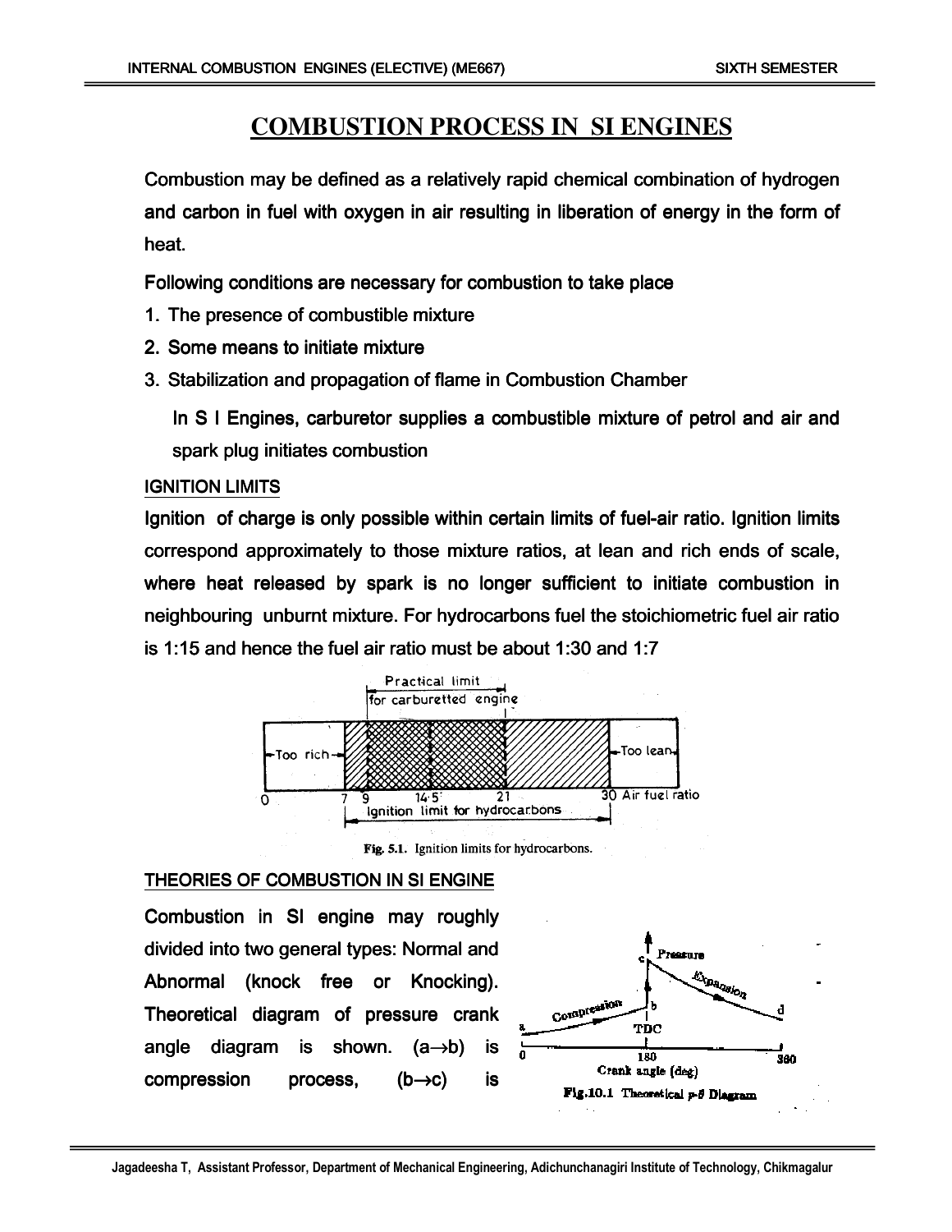# COMBUSTION PROCESS IN SI ENGINES

Combustion may be defined as a relatively rapid chemical combination of hydrogen and carbon in fuel with oxygen in air resulting in liberation of energy in the form of heat.

Following conditions are necessary for combustion to take place

1. The presence of combustible mixture
2. Some means to initiate mixture
3. Stabilization and propagation of flame in Combustion Chamber

In S I Engines, carburetor supplies a combustible mixture of petrol and air and spark plug initiates combustion

## IGNITION LIMITS

Ignition of charge is only possible within certain limits of fuel-air ratio. Ignition limits correspond approximately to those mixture ratios, at lean and rich ends of scale, where heat released by spark is no longer sufficient to initiate combustion in neighbouring unburnt mixture. For hydrocarbons fuel the stoichiometric fuel air ratio is 1:15 and hence the fuel air ratio must be about 1:30 and 1:7

Fig. 5.1. Ignition limits for hydrocarbons.

## THEORIES OF COMBUSTION IN SI ENGINE

Combustion in SI engine may roughly divided into two general types: Normal and Abnormal (knock free or Knocking). Theoretical diagram of pressure crank angle diagram is shown. (a→b) is compression process, (b→c) is

Fig.10.1 Theoretical p-θ Diagram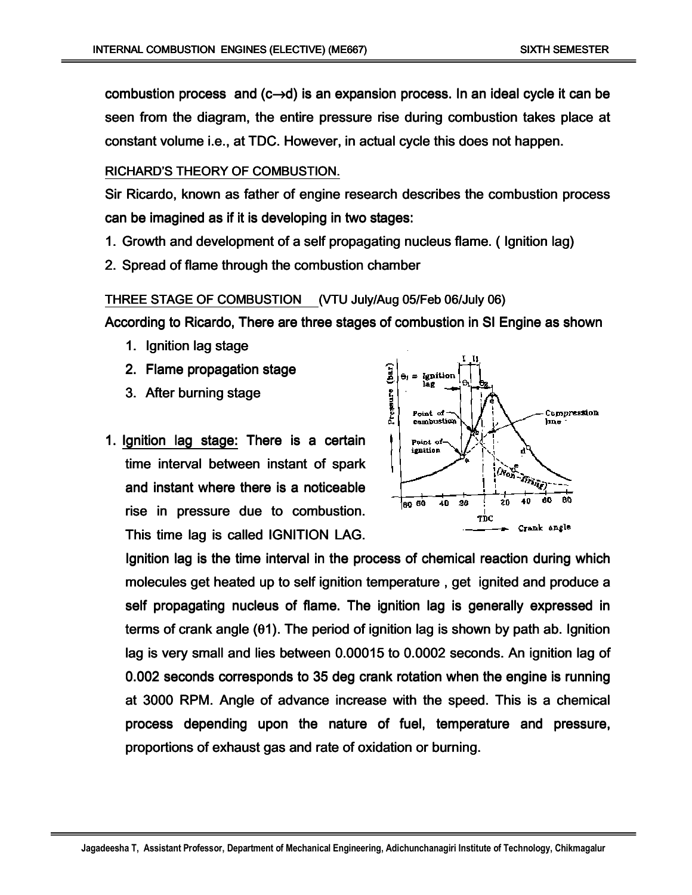combustion process and (c→d) is an expansion process. In an ideal cycle it can be seen from the diagram, the entire pressure rise during combustion takes place at constant volume i.e., at TDC. However, in actual cycle this does not happen.

RICHARD'S THEORY OF COMBUSTION.

Sir Ricardo, known as father of engine research describes the combustion process can be imagined as if it is developing in two stages:

1. Growth and development of a self propagating nucleus flame. ( Ignition lag)
2. Spread of flame through the combustion chamber

THREE STAGE OF COMBUSTION (VTU July/Aug 05/Feb 06/July 06)

According to Ricardo, There are three stages of combustion in SI Engine as shown

1. Ignition lag stage
2. Flame propagation stage
3. After burning stage

1. Ignition lag stage: There is a certain time interval between instant of spark and instant where there is a noticeable rise in pressure due to combustion. This time lag is called IGNITION LAG.

   Ignition lag is the time interval in the process of chemical reaction during which molecules get heated up to self ignition temperature , get ignited and produce a self propagating nucleus of flame. The ignition lag is generally expressed in terms of crank angle ($\theta 1$). The period of ignition lag is shown by path ab. Ignition lag is very small and lies between 0.00015 to 0.0002 seconds. An ignition lag of 0.002 seconds corresponds to 35 deg crank rotation when the engine is running at 3000 RPM. Angle of advance increase with the speed. This is a chemical process depending upon the nature of fuel, temperature and pressure, proportions of exhaust gas and rate of oxidation or burning.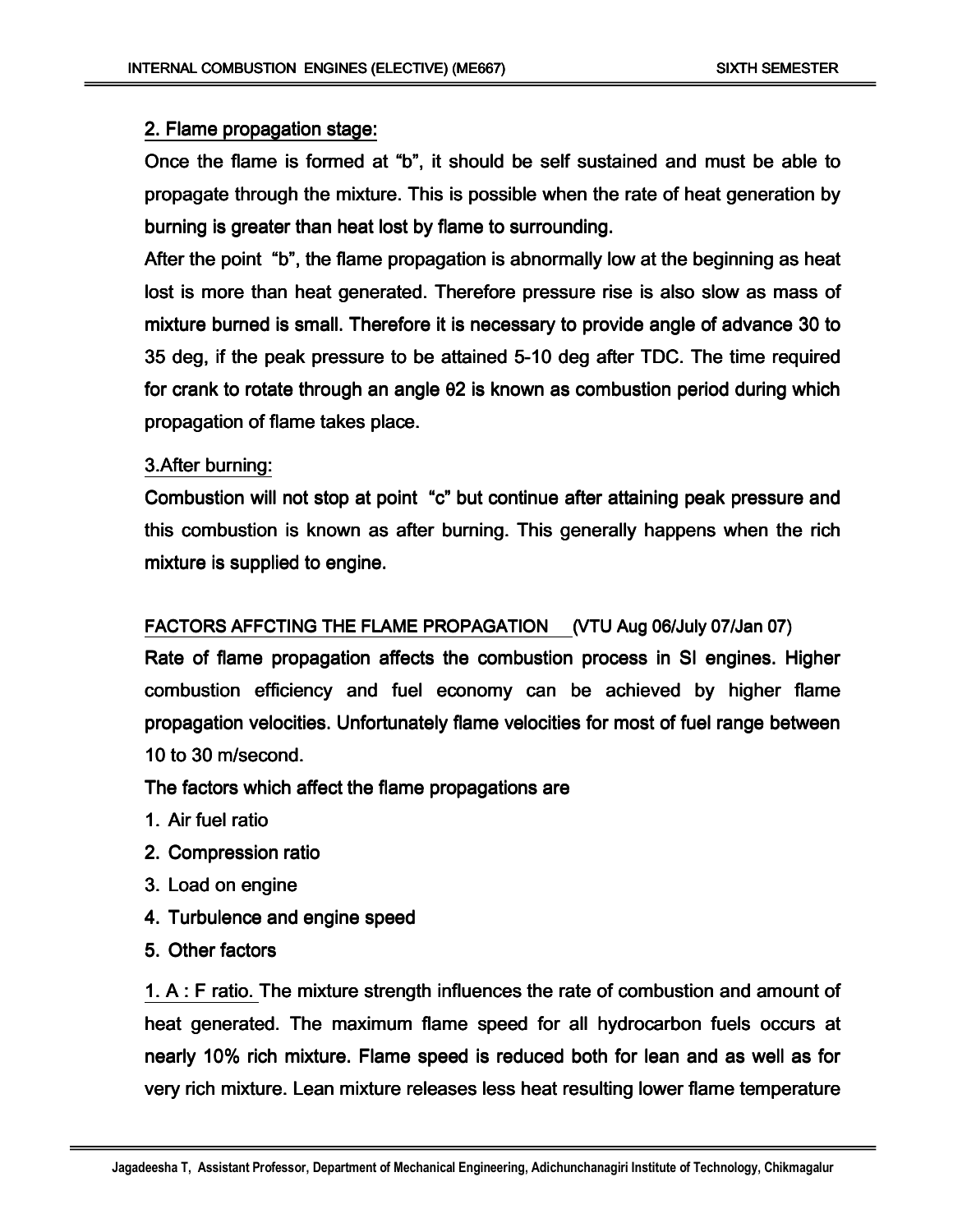2. Flame propagation stage:

Once the flame is formed at "b", it should be self sustained and must be able to propagate through the mixture. This is possible when the rate of heat generation by burning is greater than heat lost by flame to surrounding.

After the point "b", the flame propagation is abnormally low at the beginning as heat lost is more than heat generated. Therefore pressure rise is also slow as mass of mixture burned is small. Therefore it is necessary to provide angle of advance 30 to 35 deg, if the peak pressure to be attained 5-10 deg after TDC. The time required for crank to rotate through an angle $\theta 2$ is known as combustion period during which propagation of flame takes place.

3.After burning:

Combustion will not stop at point "c" but continue after attaining peak pressure and this combustion is known as after burning. This generally happens when the rich mixture is supplied to engine.

FACTORS AFFCTING THE FLAME PROPAGATION (VTU Aug 06/July 07/Jan 07)

Rate of flame propagation affects the combustion process in SI engines. Higher combustion efficiency and fuel economy can be achieved by higher flame propagation velocities. Unfortunately flame velocities for most of fuel range between 10 to 30 m/second.

The factors which affect the flame propagations are

1. Air fuel ratio
2. Compression ratio
3. Load on engine
4. Turbulence and engine speed
5. Other factors

1. A : F ratio. The mixture strength influences the rate of combustion and amount of heat generated. The maximum flame speed for all hydrocarbon fuels occurs at nearly 10% rich mixture. Flame speed is reduced both for lean and as well as for very rich mixture. Lean mixture releases less heat resulting lower flame temperature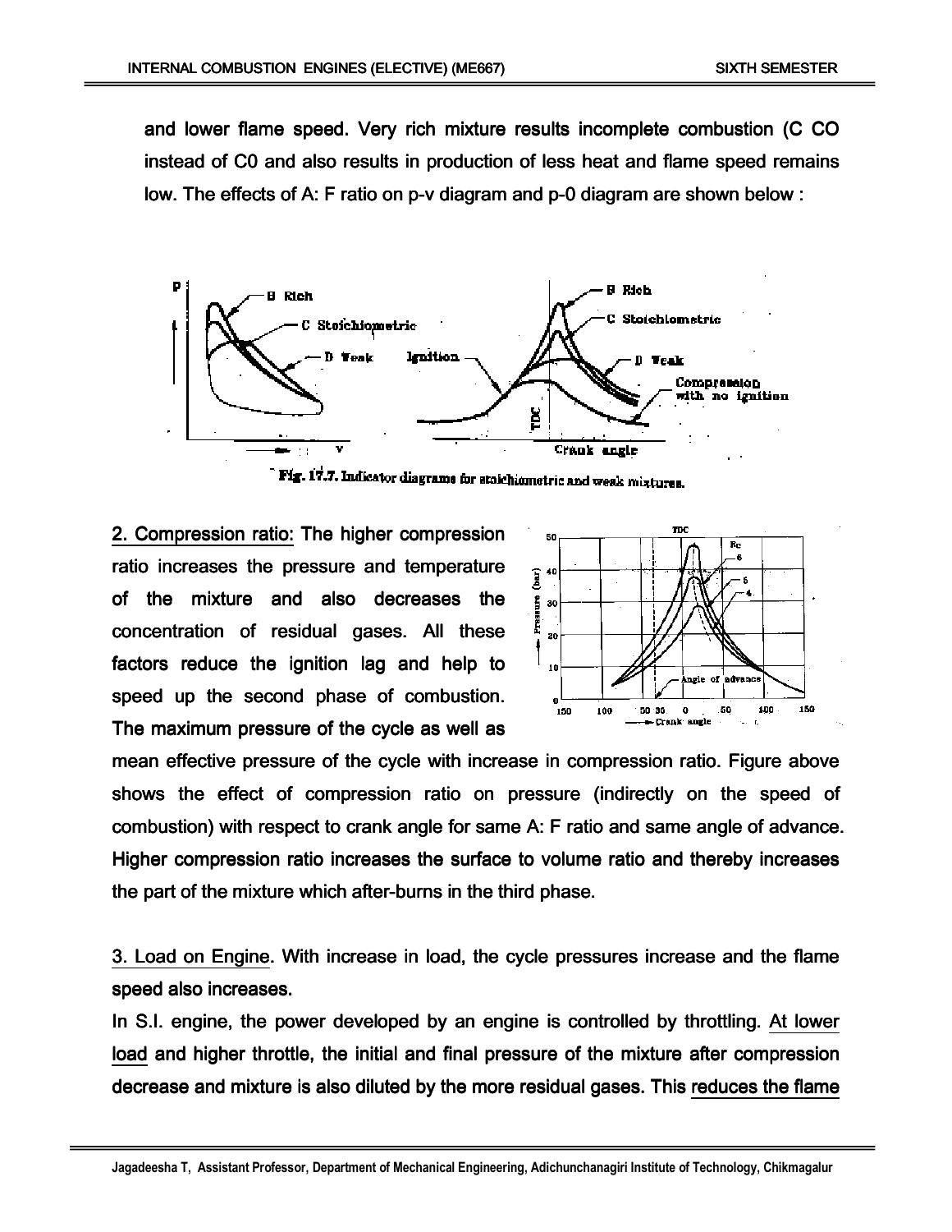and lower flame speed. Very rich mixture results incomplete combustion (C CO instead of C0 and also results in production of less heat and flame speed remains low. The effects of A: F ratio on p-v diagram and p-0 diagram are shown below :

Fig. 17.7. Indicator diagrams for stoichiometric and weak mixtures.

2. Compression ratio: The higher compression ratio increases the pressure and temperature of the mixture and also decreases the concentration of residual gases. All these factors reduce the ignition lag and help to speed up the second phase of combustion. The maximum pressure of the cycle as well as mean effective pressure of the cycle with increase in compression ratio. Figure above shows the effect of compression ratio on pressure (indirectly on the speed of combustion) with respect to crank angle for same A: F ratio and same angle of advance. Higher compression ratio increases the surface to volume ratio and thereby increases the part of the mixture which after-burns in the third phase.

3. Load on Engine. With increase in load, the cycle pressures increase and the flame speed also increases.

In S.I. engine, the power developed by an engine is controlled by throttling. At lower load and higher throttle, the initial and final pressure of the mixture after compression decrease and mixture is also diluted by the more residual gases. This reduces the flame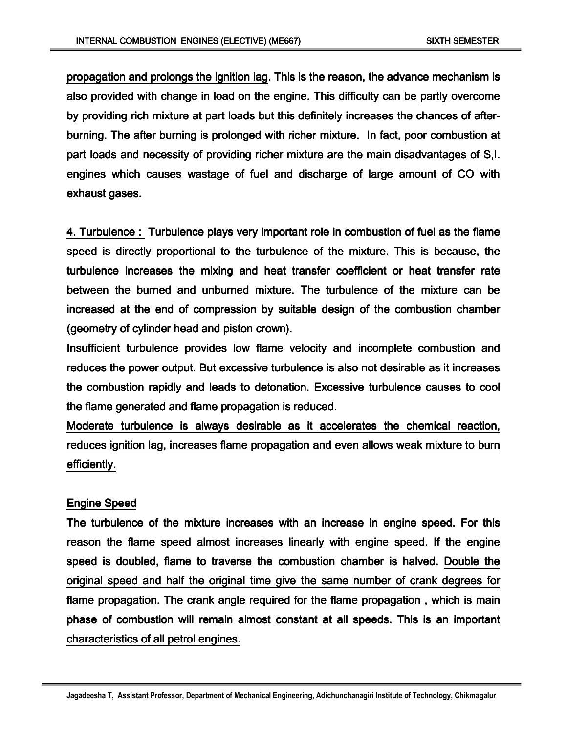propagation and prolongs the ignition lag. This is the reason, the advance mechanism is also provided with change in load on the engine. This difficulty can be partly overcome by providing rich mixture at part loads but this definitely increases the chances of after-burning. The after burning is prolonged with richer mixture. In fact, poor combustion at part loads and necessity of providing richer mixture are the main disadvantages of S,I. engines which causes wastage of fuel and discharge of large amount of CO with exhaust gases.

4. Turbulence : Turbulence plays very important role in combustion of fuel as the flame speed is directly proportional to the turbulence of the mixture. This is because, the turbulence increases the mixing and heat transfer coefficient or heat transfer rate between the burned and unburned mixture. The turbulence of the mixture can be increased at the end of compression by suitable design of the combustion chamber (geometry of cylinder head and piston crown).

Insufficient turbulence provides low flame velocity and incomplete combustion and reduces the power output. But excessive turbulence is also not desirable as it increases the combustion rapidly and leads to detonation. Excessive turbulence causes to cool the flame generated and flame propagation is reduced.

Moderate turbulence is always desirable as it accelerates the chemical reaction, reduces ignition lag, increases flame propagation and even allows weak mixture to burn efficiently.

Engine Speed

The turbulence of the mixture increases with an increase in engine speed. For this reason the flame speed almost increases linearly with engine speed. If the engine speed is doubled, flame to traverse the combustion chamber is halved. Double the original speed and half the original time give the same number of crank degrees for flame propagation. The crank angle required for the flame propagation , which is main phase of combustion will remain almost constant at all speeds. This is an important characteristics of all petrol engines.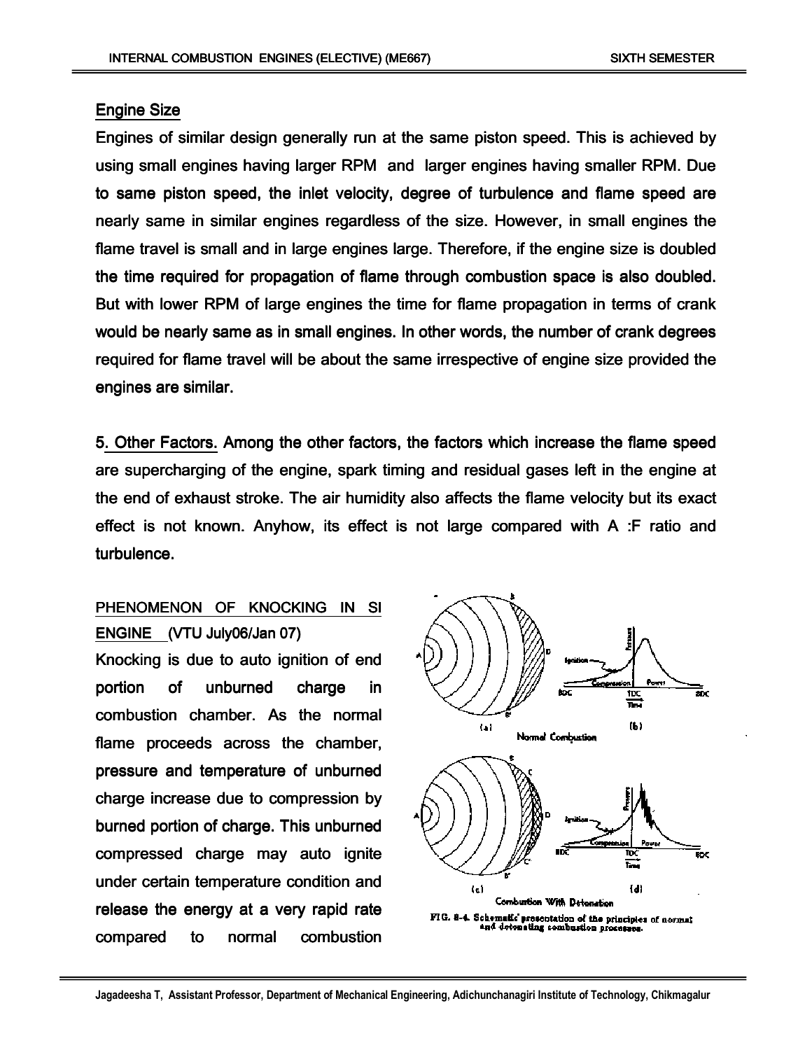## Engine Size

Engines of similar design generally run at the same piston speed. This is achieved by using small engines having larger RPM and larger engines having smaller RPM. Due to same piston speed, the inlet velocity, degree of turbulence and flame speed are nearly same in similar engines regardless of the size. However, in small engines the flame travel is small and in large engines large. Therefore, if the engine size is doubled the time required for propagation of flame through combustion space is also doubled. But with lower RPM of large engines the time for flame propagation in terms of crank would be nearly same as in small engines. In other words, the number of crank degrees required for flame travel will be about the same irrespective of engine size provided the engines are similar.

5. Other Factors. Among the other factors, the factors which increase the flame speed are supercharging of the engine, spark timing and residual gases left in the engine at the end of exhaust stroke. The air humidity also affects the flame velocity but its exact effect is not known. Anyhow, its effect is not large compared with A :F ratio and turbulence.

## PHENOMENON OF KNOCKING IN SI ENGINE (VTU July06/Jan 07)

Knocking is due to auto ignition of end portion of unburned charge in combustion chamber. As the normal flame proceeds across the chamber, pressure and temperature of unburned charge increase due to compression by burned portion of charge. This unburned compressed charge may auto ignite under certain temperature condition and release the energy at a very rapid rate compared to normal combustion

FIG. 8-4. Schematic presentation of the principles of normal and detonating combustion processes.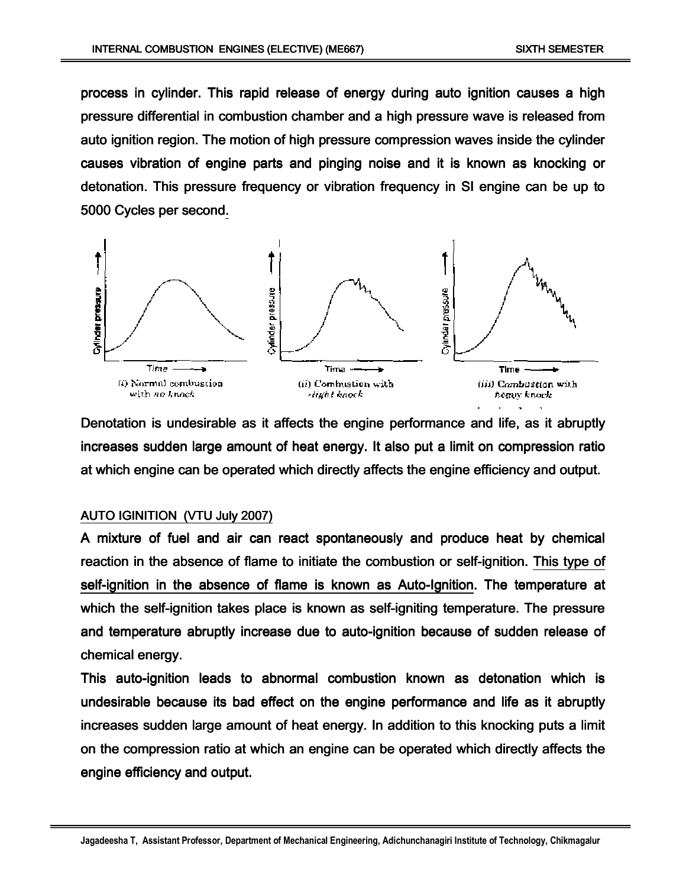process in cylinder. This rapid release of energy during auto ignition causes a high pressure differential in combustion chamber and a high pressure wave is released from auto ignition region. The motion of high pressure compression waves inside the cylinder causes vibration of engine parts and pinging noise and it is known as knocking or detonation. This pressure frequency or vibration frequency in SI engine can be up to 5000 Cycles per second.

(i) Normal combustion with no knock

(ii) Combustion with slight knock

(iii) Combustion with heavy knock

Denotation is undesirable as it affects the engine performance and life, as it abruptly increases sudden large amount of heat energy. It also put a limit on compression ratio at which engine can be operated which directly affects the engine efficiency and output.

## AUTO IGINITION (VTU July 2007)

A mixture of fuel and air can react spontaneously and produce heat by chemical reaction in the absence of flame to initiate the combustion or self-ignition. This type of self-ignition in the absence of flame is known as Auto-Ignition. The temperature at which the self-ignition takes place is known as self-igniting temperature. The pressure and temperature abruptly increase due to auto-ignition because of sudden release of chemical energy.

This auto-ignition leads to abnormal combustion known as detonation which is undesirable because its bad effect on the engine performance and life as it abruptly increases sudden large amount of heat energy. In addition to this knocking puts a limit on the compression ratio at which an engine can be operated which directly affects the engine efficiency and output.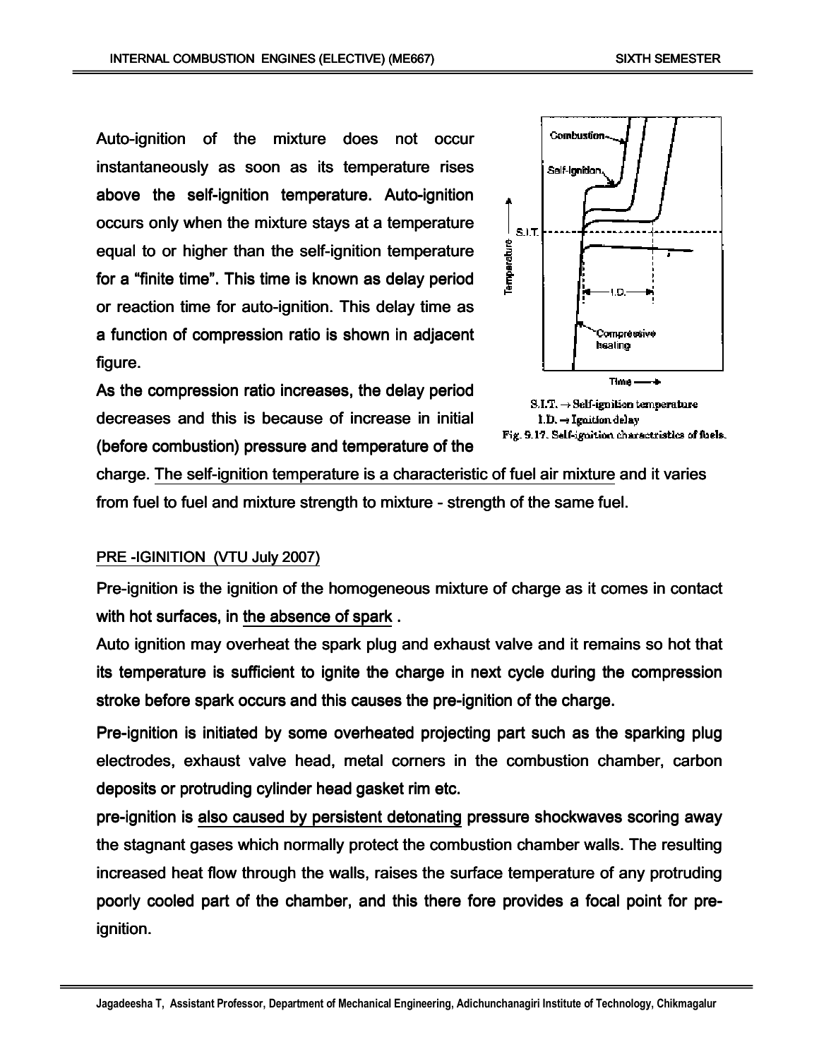Auto-ignition of the mixture does not occur instantaneously as soon as its temperature rises above the self-ignition temperature. Auto-ignition occurs only when the mixture stays at a temperature equal to or higher than the self-ignition temperature for a "finite time". This time is known as delay period or reaction time for auto-ignition. This delay time as a function of compression ratio is shown in adjacent figure.

S.I.T. → Self-ignition temperature
I.D. → Ignition delay
Fig. 9.17. Self-ignition charactristics of fuels.

As the compression ratio increases, the delay period decreases and this is because of increase in initial (before combustion) pressure and temperature of the charge. The self-ignition temperature is a characteristic of fuel air mixture and it varies from fuel to fuel and mixture strength to mixture - strength of the same fuel.

## PRE -IGINITION (VTU July 2007)

Pre-ignition is the ignition of the homogeneous mixture of charge as it comes in contact with hot surfaces, in the absence of spark .

Auto ignition may overheat the spark plug and exhaust valve and it remains so hot that its temperature is sufficient to ignite the charge in next cycle during the compression stroke before spark occurs and this causes the pre-ignition of the charge.

Pre-ignition is initiated by some overheated projecting part such as the sparking plug electrodes, exhaust valve head, metal corners in the combustion chamber, carbon deposits or protruding cylinder head gasket rim etc.

pre-ignition is also caused by persistent detonating pressure shockwaves scoring away the stagnant gases which normally protect the combustion chamber walls. The resulting increased heat flow through the walls, raises the surface temperature of any protruding poorly cooled part of the chamber, and this there fore provides a focal point for pre-ignition.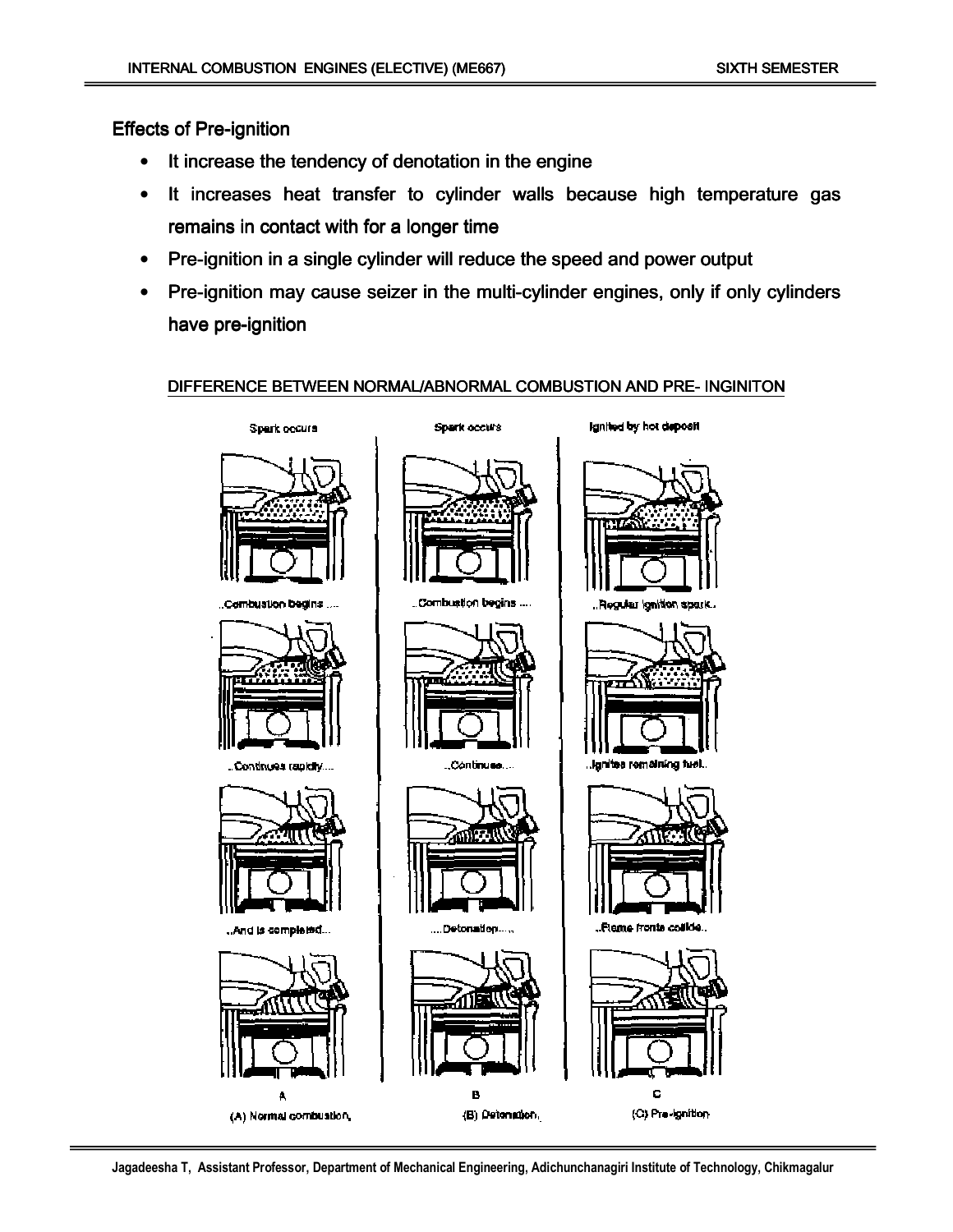### Effects of Pre-ignition

- It increase the tendency of denotation in the engine
- It increases heat transfer to cylinder walls because high temperature gas remains in contact with for a longer time
- Pre-ignition in a single cylinder will reduce the speed and power output
- Pre-ignition may cause seizer in the multi-cylinder engines, only if only cylinders have pre-ignition

DIFFERENCE BETWEEN NORMAL/ABNORMAL COMBUSTION AND PRE- INGINITON

Spark occurs | Spark occurs | Ignited by hot deposit

..Combustion begins .... | ..Combustion begins .... | ..Regular ignition spark..

..Continues rapidly.... | ..Continues.... | ..Ignites remaining fuel..

..And is completed... | ....Detonation..... | ..Flame fronts collide..

A | B | C

(A) Normal combustion, (B) Detonation, (C) Pre-ignition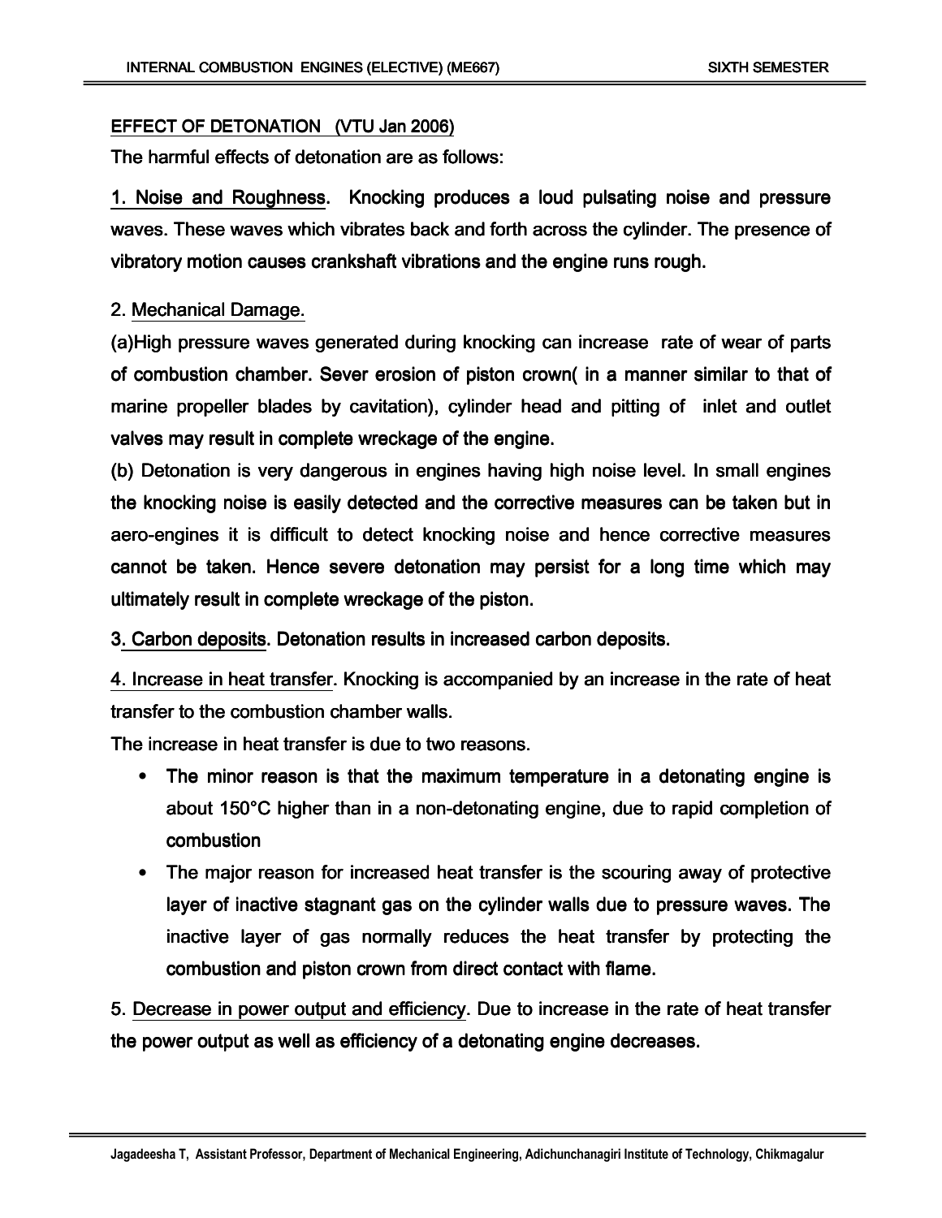## EFFECT OF DETONATION (VTU Jan 2006)

The harmful effects of detonation are as follows:

1. Noise and Roughness. Knocking produces a loud pulsating noise and pressure waves. These waves which vibrates back and forth across the cylinder. The presence of vibratory motion causes crankshaft vibrations and the engine runs rough.

2. Mechanical Damage.

(a)High pressure waves generated during knocking can increase rate of wear of parts of combustion chamber. Sever erosion of piston crown( in a manner similar to that of marine propeller blades by cavitation), cylinder head and pitting of inlet and outlet valves may result in complete wreckage of the engine.

(b) Detonation is very dangerous in engines having high noise level. In small engines the knocking noise is easily detected and the corrective measures can be taken but in aero-engines it is difficult to detect knocking noise and hence corrective measures cannot be taken. Hence severe detonation may persist for a long time which may ultimately result in complete wreckage of the piston.

3. Carbon deposits. Detonation results in increased carbon deposits.

4. Increase in heat transfer. Knocking is accompanied by an increase in the rate of heat transfer to the combustion chamber walls.

The increase in heat transfer is due to two reasons.

- The minor reason is that the maximum temperature in a detonating engine is about 150°C higher than in a non-detonating engine, due to rapid completion of combustion
- The major reason for increased heat transfer is the scouring away of protective layer of inactive stagnant gas on the cylinder walls due to pressure waves. The inactive layer of gas normally reduces the heat transfer by protecting the combustion and piston crown from direct contact with flame.

5. Decrease in power output and efficiency. Due to increase in the rate of heat transfer the power output as well as efficiency of a detonating engine decreases.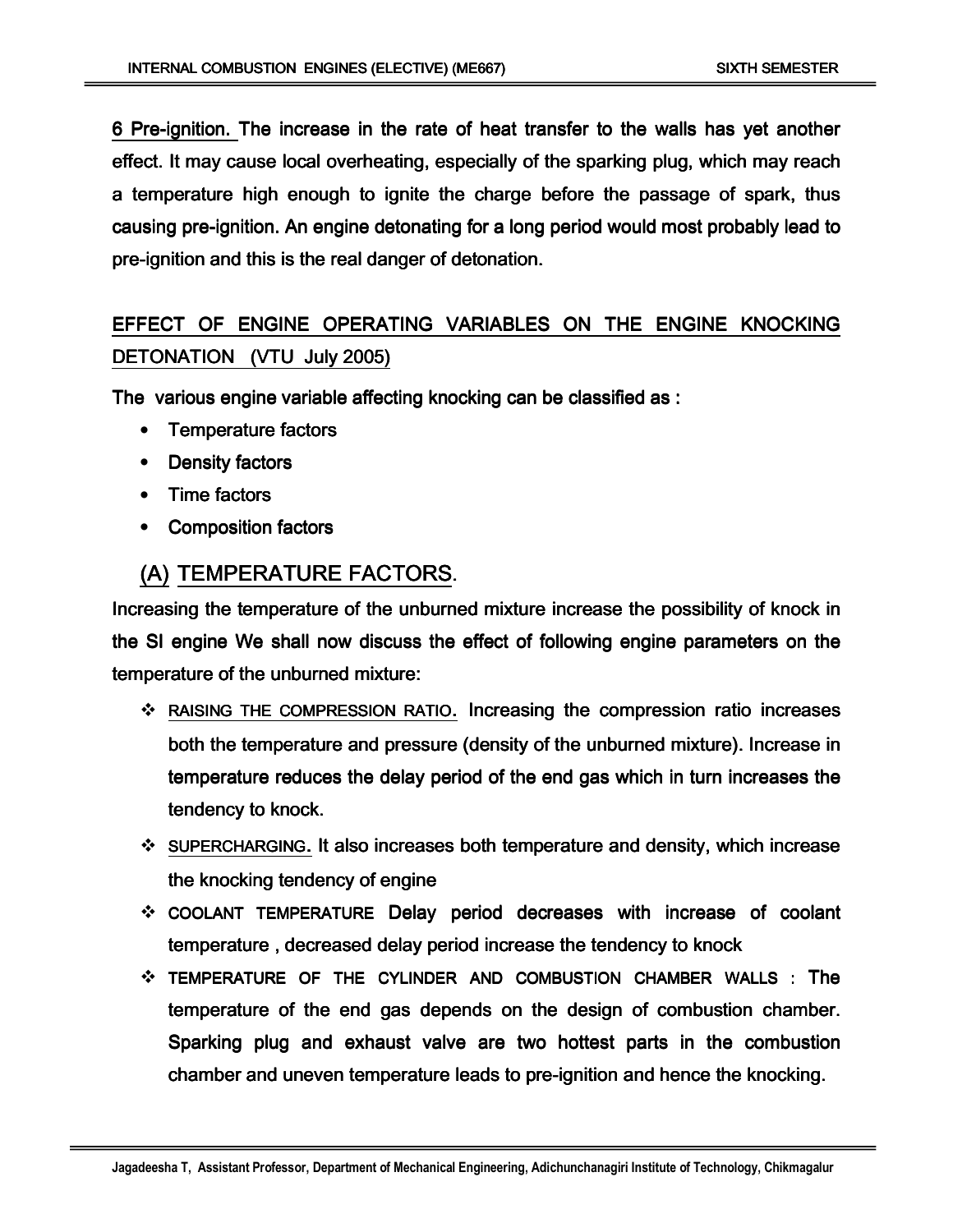6 Pre-ignition. The increase in the rate of heat transfer to the walls has yet another effect. It may cause local overheating, especially of the sparking plug, which may reach a temperature high enough to ignite the charge before the passage of spark, thus causing pre-ignition. An engine detonating for a long period would most probably lead to pre-ignition and this is the real danger of detonation.

## EFFECT OF ENGINE OPERATING VARIABLES ON THE ENGINE KNOCKING DETONATION (VTU July 2005)

The various engine variable affecting knocking can be classified as :

- Temperature factors
- Density factors
- Time factors
- Composition factors

### (A) TEMPERATURE FACTORS.

Increasing the temperature of the unburned mixture increase the possibility of knock in the SI engine We shall now discuss the effect of following engine parameters on the temperature of the unburned mixture:

- RAISING THE COMPRESSION RATIO. Increasing the compression ratio increases both the temperature and pressure (density of the unburned mixture). Increase in temperature reduces the delay period of the end gas which in turn increases the tendency to knock.
- SUPERCHARGING. It also increases both temperature and density, which increase the knocking tendency of engine
- COOLANT TEMPERATURE Delay period decreases with increase of coolant temperature , decreased delay period increase the tendency to knock
- TEMPERATURE OF THE CYLINDER AND COMBUSTION CHAMBER WALLS : The temperature of the end gas depends on the design of combustion chamber. Sparking plug and exhaust valve are two hottest parts in the combustion chamber and uneven temperature leads to pre-ignition and hence the knocking.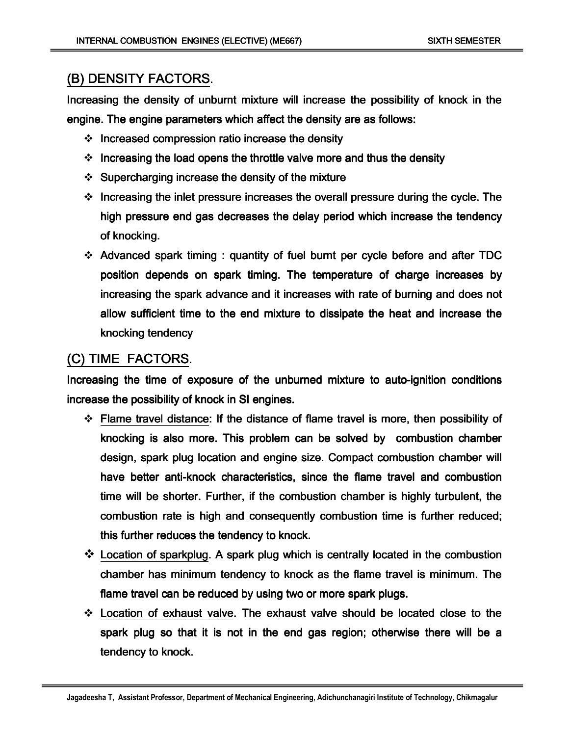## (B) DENSITY FACTORS.

Increasing the density of unburnt mixture will increase the possibility of knock in the engine. The engine parameters which affect the density are as follows:

- Increased compression ratio increase the density
- Increasing the load opens the throttle valve more and thus the density
- Supercharging increase the density of the mixture
- Increasing the inlet pressure increases the overall pressure during the cycle. The high pressure end gas decreases the delay period which increase the tendency of knocking.
- Advanced spark timing : quantity of fuel burnt per cycle before and after TDC position depends on spark timing. The temperature of charge increases by increasing the spark advance and it increases with rate of burning and does not allow sufficient time to the end mixture to dissipate the heat and increase the knocking tendency

## (C) TIME FACTORS.

Increasing the time of exposure of the unburned mixture to auto-ignition conditions increase the possibility of knock in SI engines.

- Flame travel distance: If the distance of flame travel is more, then possibility of knocking is also more. This problem can be solved by combustion chamber design, spark plug location and engine size. Compact combustion chamber will have better anti-knock characteristics, since the flame travel and combustion time will be shorter. Further, if the combustion chamber is highly turbulent, the combustion rate is high and consequently combustion time is further reduced; this further reduces the tendency to knock.
- Location of sparkplug. A spark plug which is centrally located in the combustion chamber has minimum tendency to knock as the flame travel is minimum. The flame travel can be reduced by using two or more spark plugs.
- Location of exhaust valve. The exhaust valve should be located close to the spark plug so that it is not in the end gas region; otherwise there will be a tendency to knock.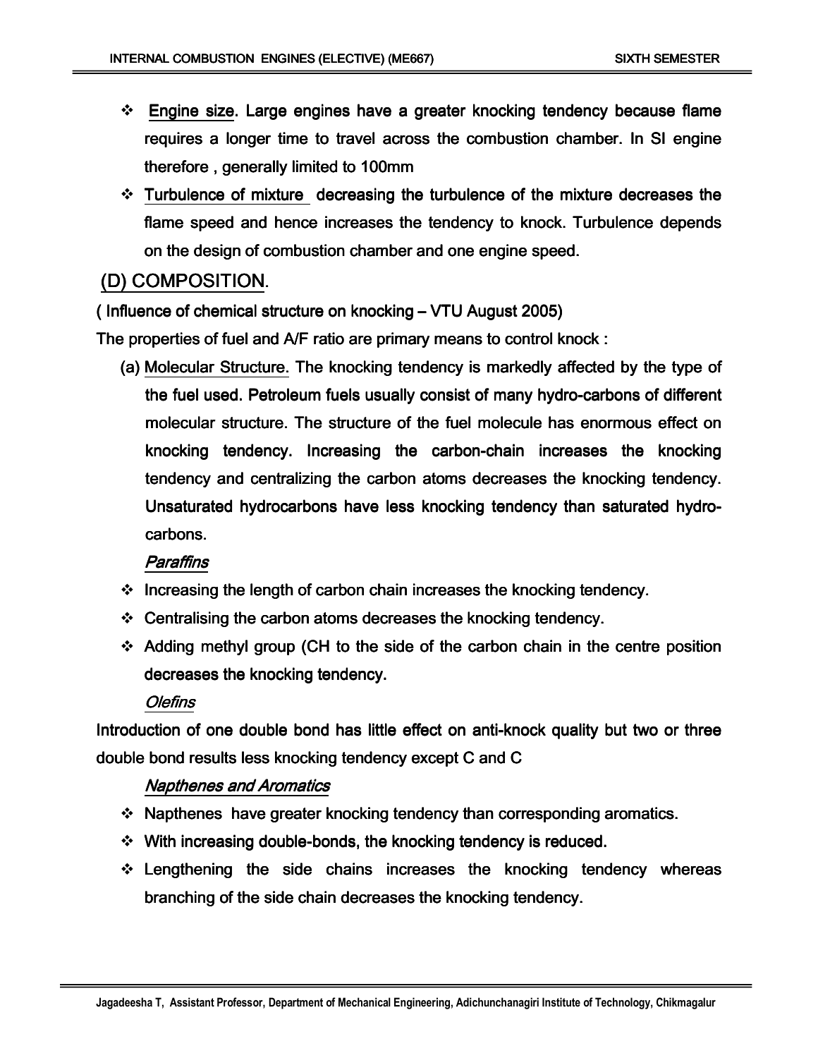- Engine size. Large engines have a greater knocking tendency because flame requires a longer time to travel across the combustion chamber. In SI engine therefore , generally limited to 100mm
- Turbulence of mixture decreasing the turbulence of the mixture decreases the flame speed and hence increases the tendency to knock. Turbulence depends on the design of combustion chamber and one engine speed.

## (D) COMPOSITION.

**( Influence of chemical structure on knocking – VTU August 2005)**

The properties of fuel and A/F ratio are primary means to control knock :

(a) Molecular Structure. The knocking tendency is markedly affected by the type of the fuel used. Petroleum fuels usually consist of many hydro-carbons of different molecular structure. The structure of the fuel molecule has enormous effect on knocking tendency. Increasing the carbon-chain increases the knocking tendency and centralizing the carbon atoms decreases the knocking tendency. Unsaturated hydrocarbons have less knocking tendency than saturated hydro-carbons.

*Paraffins*

- Increasing the length of carbon chain increases the knocking tendency.
- Centralising the carbon atoms decreases the knocking tendency.
- Adding methyl group (CH to the side of the carbon chain in the centre position decreases the knocking tendency.

*Olefins*

Introduction of one double bond has little effect on anti-knock quality but two or three double bond results less knocking tendency except C and C

*Napthenes and Aromatics*

- Napthenes have greater knocking tendency than corresponding aromatics.
- With increasing double-bonds, the knocking tendency is reduced.
- Lengthening the side chains increases the knocking tendency whereas branching of the side chain decreases the knocking tendency.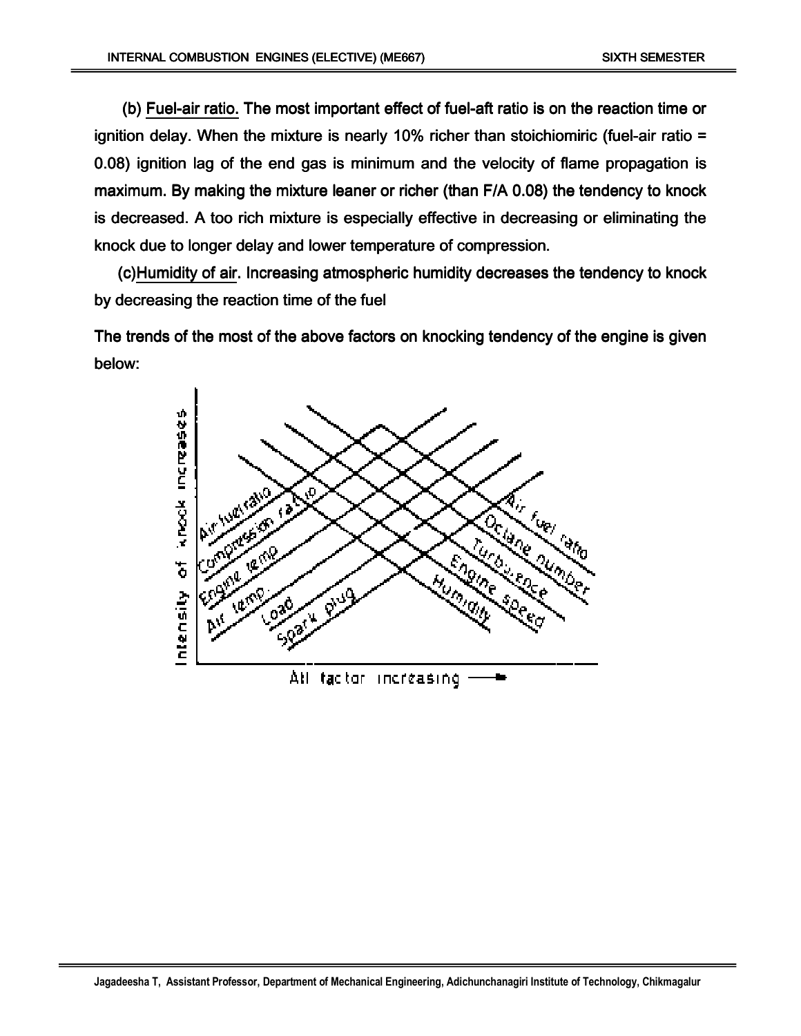(b) Fuel-air ratio. The most important effect of fuel-aft ratio is on the reaction time or ignition delay. When the mixture is nearly 10% richer than stoichiomiric (fuel-air ratio = 0.08) ignition lag of the end gas is minimum and the velocity of flame propagation is maximum. By making the mixture leaner or richer (than F/A 0.08) the tendency to knock is decreased. A too rich mixture is especially effective in decreasing or eliminating the knock due to longer delay and lower temperature of compression.

(c)Humidity of air. Increasing atmospheric humidity decreases the tendency to knock by decreasing the reaction time of the fuel

The trends of the most of the above factors on knocking tendency of the engine is given below: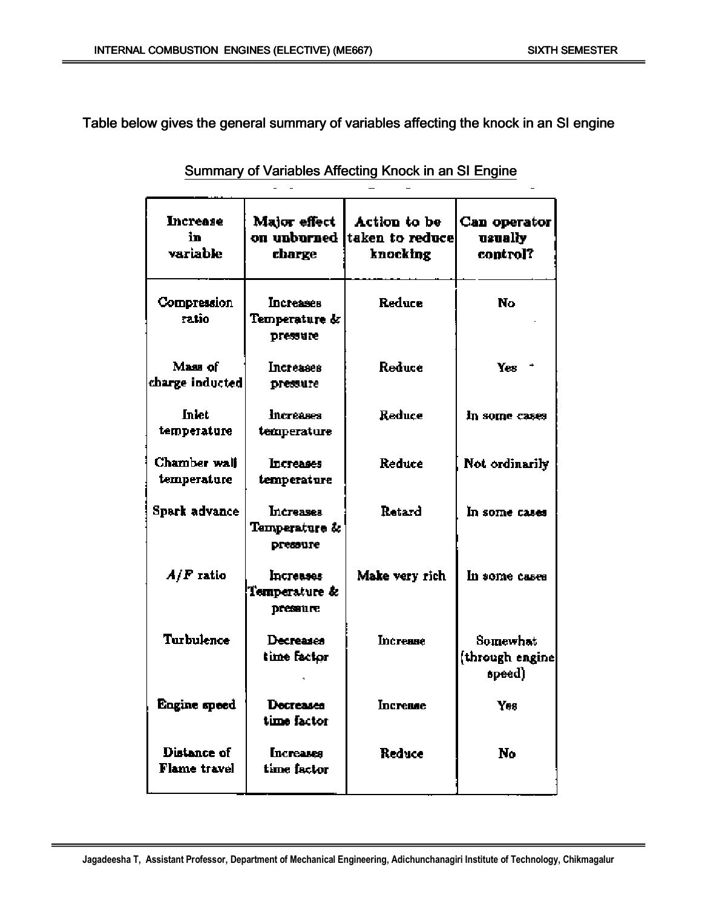Table below gives the general summary of variables affecting the knock in an SI engine

Summary of Variables Affecting Knock in an SI Engine

| Increase in variable | Major effect on unburned charge | Action to be taken to reduce knocking | Can operator usually control? |
|---|---|---|---|
| Compression ratio | Increases Temperature & pressure | Reduce | No |
| Mass of charge inducted | Increases pressure | Reduce | Yes |
| Inlet temperature | Increases temperature | Reduce | In some cases |
| Chamber wall temperature | Increases temperature | Reduce | Not ordinarily |
| Spark advance | Increases Temperature & pressure | Retard | In some cases |
| $A/F$ ratio | Increases Temperature & pressure | Make very rich | In some cases |
| Turbulence | Decreases time factor | Increase | Somewhat (through engine speed) |
| Engine speed | Decreases time factor | Increase | Yes |
| Distance of Flame travel | Increases time factor | Reduce | No |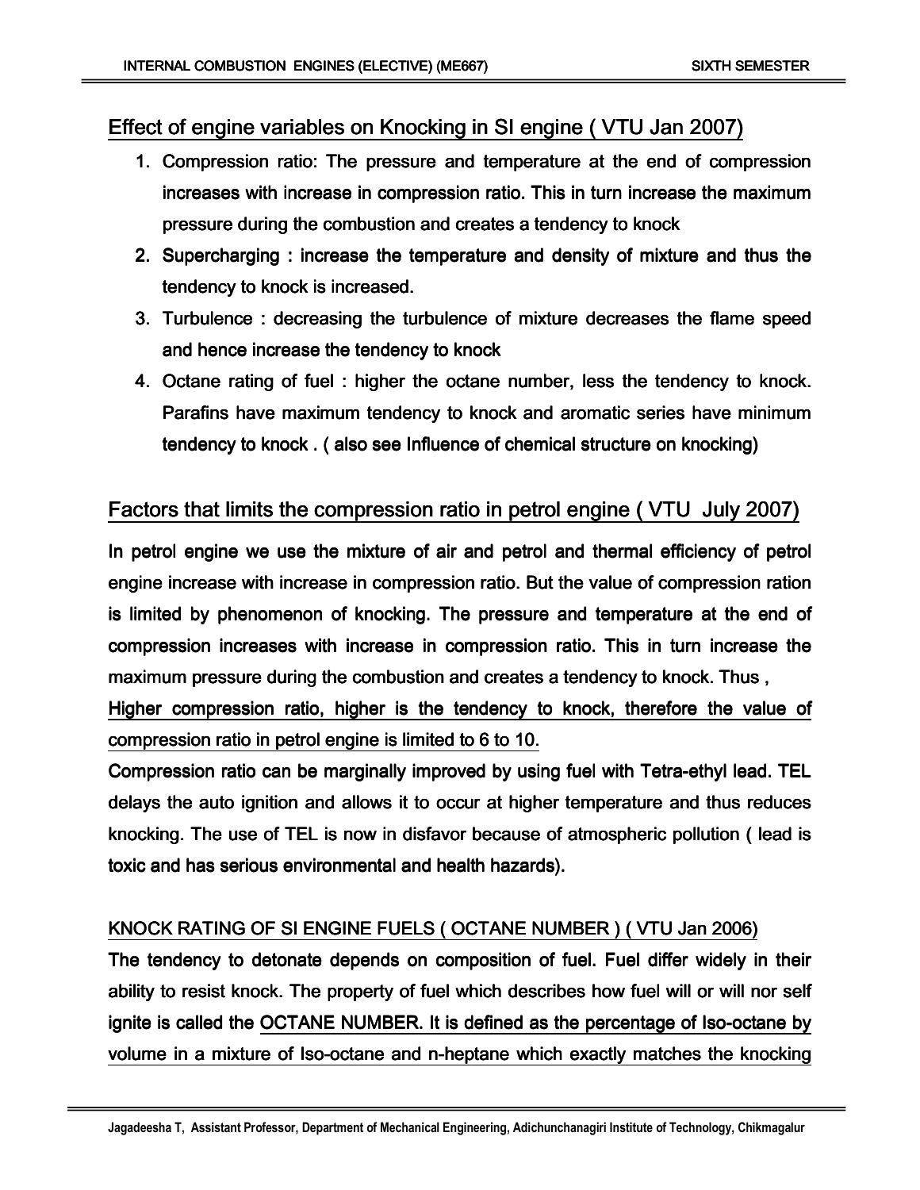## Effect of engine variables on Knocking in SI engine ( VTU Jan 2007)

1. Compression ratio: The pressure and temperature at the end of compression increases with increase in compression ratio. This in turn increase the maximum pressure during the combustion and creates a tendency to knock
2. Supercharging : increase the temperature and density of mixture and thus the tendency to knock is increased.
3. Turbulence : decreasing the turbulence of mixture decreases the flame speed and hence increase the tendency to knock
4. Octane rating of fuel : higher the octane number, less the tendency to knock. Parafins have maximum tendency to knock and aromatic series have minimum tendency to knock . ( also see Influence of chemical structure on knocking)

## Factors that limits the compression ratio in petrol engine ( VTU July 2007)

In petrol engine we use the mixture of air and petrol and thermal efficiency of petrol engine increase with increase in compression ratio. But the value of compression ration is limited by phenomenon of knocking. The pressure and temperature at the end of compression increases with increase in compression ratio. This in turn increase the maximum pressure during the combustion and creates a tendency to knock. Thus ,

Higher compression ratio, higher is the tendency to knock, therefore the value of compression ratio in petrol engine is limited to 6 to 10.

Compression ratio can be marginally improved by using fuel with Tetra-ethyl lead. TEL delays the auto ignition and allows it to occur at higher temperature and thus reduces knocking. The use of TEL is now in disfavor because of atmospheric pollution ( lead is toxic and has serious environmental and health hazards).

### KNOCK RATING OF SI ENGINE FUELS ( OCTANE NUMBER ) ( VTU Jan 2006)

The tendency to detonate depends on composition of fuel. Fuel differ widely in their ability to resist knock. The property of fuel which describes how fuel will or will nor self ignite is called the OCTANE NUMBER. It is defined as the percentage of Iso-octane by volume in a mixture of Iso-octane and n-heptane which exactly matches the knocking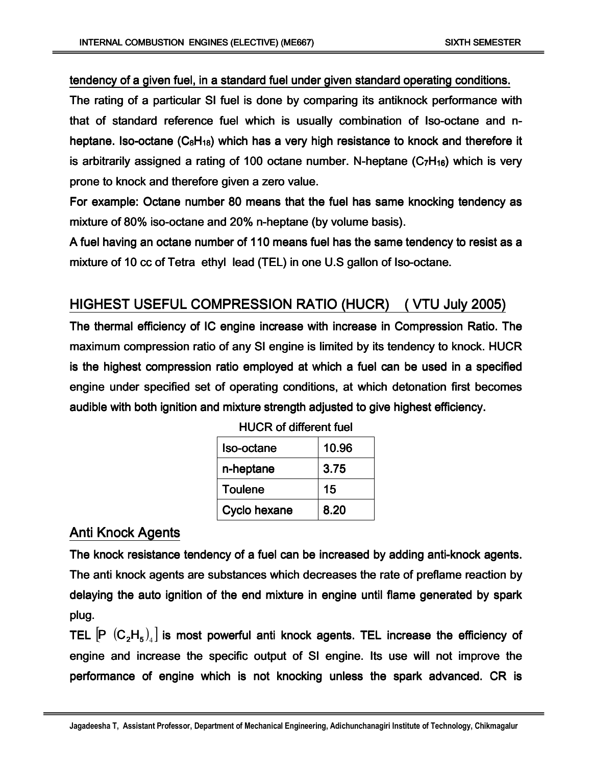<u>tendency of a given fuel, in a standard fuel under given standard operating conditions.</u>

The rating of a particular SI fuel is done by comparing its antiknock performance with that of standard reference fuel which is usually combination of Iso-octane and n-heptane. Iso-octane ($C_8H_{18}$) which has a very high resistance to knock and therefore it is arbitrarily assigned a rating of 100 octane number. N-heptane ($C_7H_{16}$) which is very prone to knock and therefore given a zero value.

For example: Octane number 80 means that the fuel has same knocking tendency as mixture of 80% iso-octane and 20% n-heptane (by volume basis).

A fuel having an octane number of 110 means fuel has the same tendency to resist as a mixture of 10 cc of Tetra ethyl lead (TEL) in one U.S gallon of Iso-octane.

## HIGHEST USEFUL COMPRESSION RATIO (HUCR) ( VTU July 2005)

The thermal efficiency of IC engine increase with increase in Compression Ratio. The maximum compression ratio of any SI engine is limited by its tendency to knock. HUCR is the highest compression ratio employed at which a fuel can be used in a specified engine under specified set of operating conditions, at which detonation first becomes audible with both ignition and mixture strength adjusted to give highest efficiency.

HUCR of different fuel

| Fuel | HUCR |
|---|---|
| Iso-octane | 10.96 |
| n-heptane | 3.75 |
| Toulene | 15 |
| Cyclo hexane | 8.20 |

## Anti Knock Agents

The knock resistance tendency of a fuel can be increased by adding anti-knock agents. The anti knock agents are substances which decreases the rate of preflame reaction by delaying the auto ignition of the end mixture in engine until flame generated by spark plug.

TEL $[P\ (C_2H_5)_4]$ is most powerful anti knock agents. TEL increase the efficiency of engine and increase the specific output of SI engine. Its use will not improve the performance of engine which is not knocking unless the spark advanced. CR is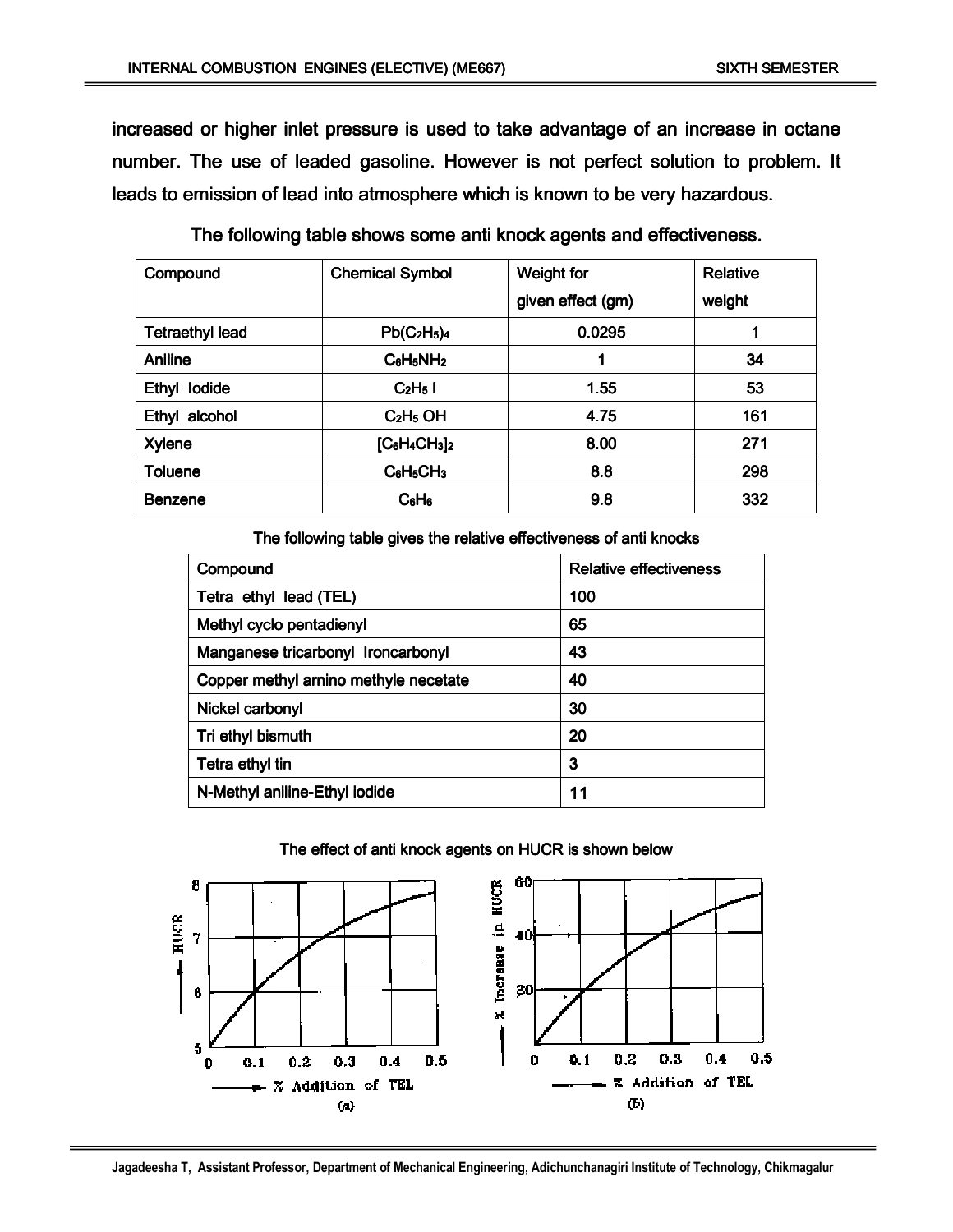increased or higher inlet pressure is used to take advantage of an increase in octane number. The use of leaded gasoline. However is not perfect solution to problem. It leads to emission of lead into atmosphere which is known to be very hazardous.

The following table shows some anti knock agents and effectiveness.

| Compound | Chemical Symbol | Weight for given effect (gm) | Relative weight |
|---|---|---|---|
| Tetraethyl lead | $Pb(C_2H_5)_4$ | 0.0295 | 1 |
| Aniline | $C_6H_5NH_2$ | 1 | 34 |
| Ethyl Iodide | $C_2H_5\ I$ | 1.55 | 53 |
| Ethyl alcohol | $C_2H_5\ OH$ | 4.75 | 161 |
| Xylene | $[C_6H_4CH_3]_2$ | 8.00 | 271 |
| Toluene | $C_6H_5CH_3$ | 8.8 | 298 |
| Benzene | $C_6H_6$ | 9.8 | 332 |

The following table gives the relative effectiveness of anti knocks

| Compound | Relative effectiveness |
|---|---|
| Tetra ethyl lead (TEL) | 100 |
| Methyl cyclo pentadienyl | 65 |
| Manganese tricarbonyl Ironcarbonyl | 43 |
| Copper methyl amino methyle necetate | 40 |
| Nickel carbonyl | 30 |
| Tri ethyl bismuth | 20 |
| Tetra ethyl tin | 3 |
| N-Methyl aniline-Ethyl iodide | 11 |

The effect of anti knock agents on HUCR is shown below

(a) HUCR vs % Addition of TEL

(b) % Increase in HUCR vs % Addition of TEL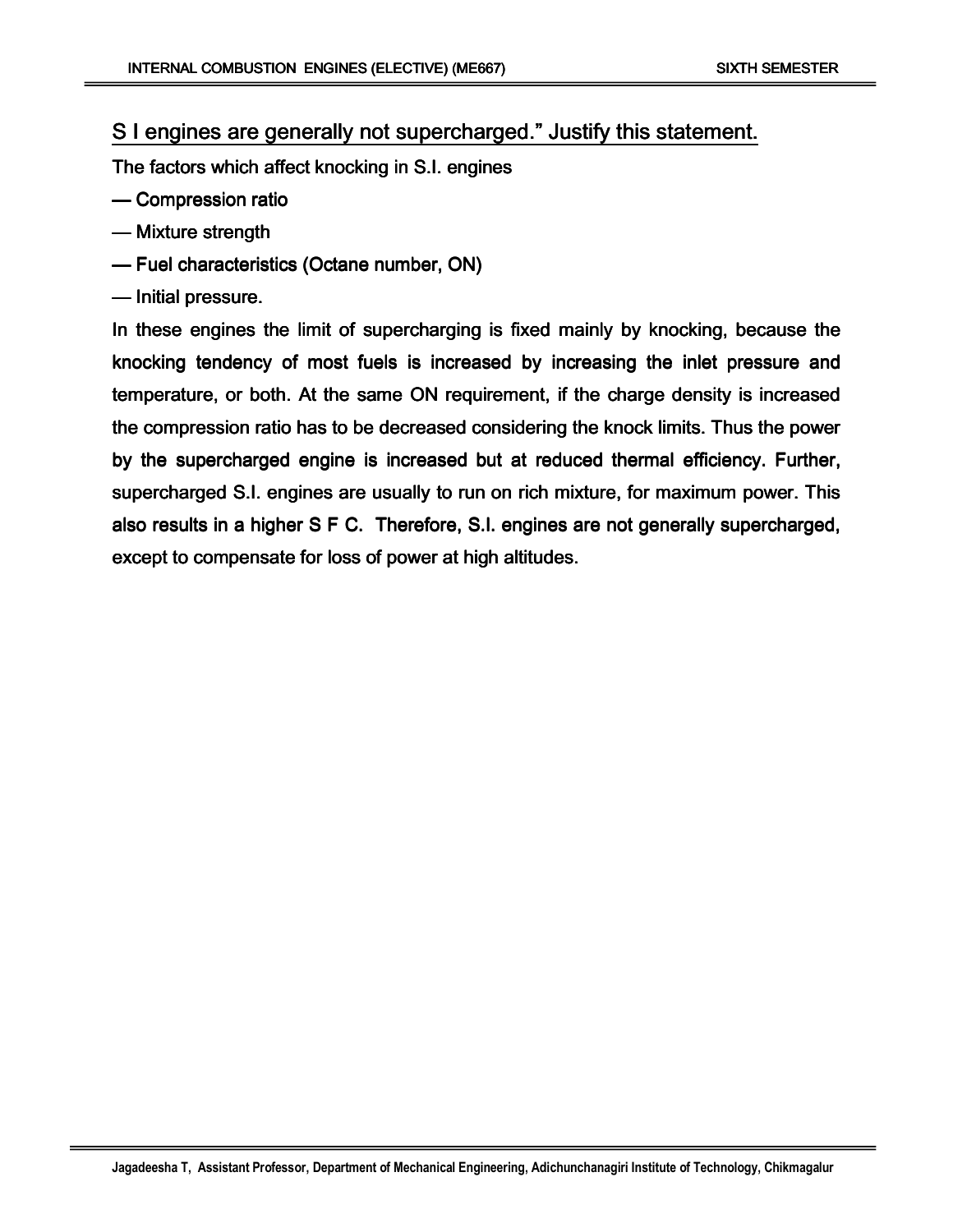## S I engines are generally not supercharged." Justify this statement.

The factors which affect knocking in S.I. engines

— Compression ratio

— Mixture strength

— Fuel characteristics (Octane number, ON)

— Initial pressure.

In these engines the limit of supercharging is fixed mainly by knocking, because the knocking tendency of most fuels is increased by increasing the inlet pressure and temperature, or both. At the same ON requirement, if the charge density is increased the compression ratio has to be decreased considering the knock limits. Thus the power by the supercharged engine is increased but at reduced thermal efficiency. Further, supercharged S.I. engines are usually to run on rich mixture, for maximum power. This also results in a higher S F C. Therefore, S.I. engines are not generally supercharged, except to compensate for loss of power at high altitudes.